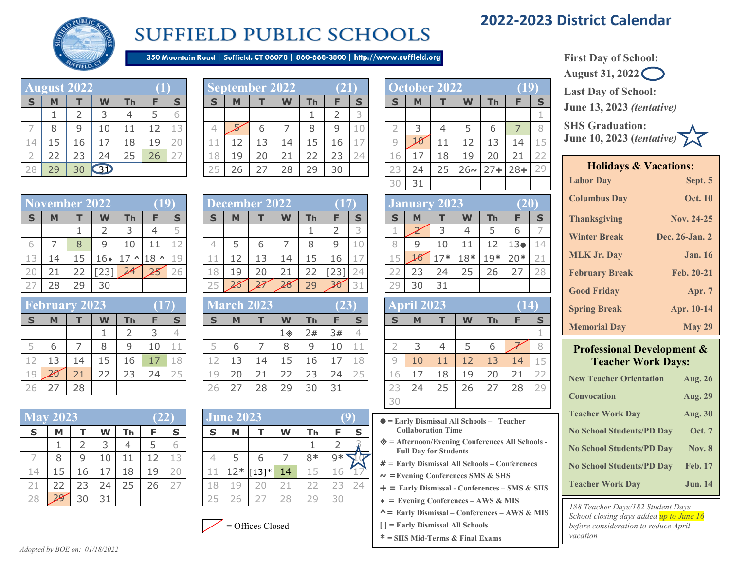# SUFFIELD PUBLIC SCHOOLS

350 Mountain Road | Suffield, CT 06078 | 860-668-3800 | http://www.suffield.org

## 2022-2023 District Calendar

**First Day of School:** August 31, 2022

**Last Day of School:** June 13, 2023 *(tentative)*

**SHS Graduation:** June 10, 2023 (*tentative*)

### August 2022 (1)

| S | M | T | W | Th | F | S |
|---|---|---|---|---|---|---|
| | 1 | 2 | 3 | 4 | 5 | 6 |
| 7 | 8 | 9 | 10 | 11 | 12 | 13 |
| 14 | 15 | 16 | 17 | 18 | 19 | 20 |
| 21 | 22 | 23 | 24 | 25 | 26 | 27 |
| 28 | 29 | 30 | 31 | | | |

### September 2022 (21)

| S | M | T | W | Th | F | S |
|---|---|---|---|---|---|---|
| | | | | 1 | 2 | 3 |
| 4 | 5 | 6 | 7 | 8 | 9 | 10 |
| 11 | 12 | 13 | 14 | 15 | 16 | 17 |
| 18 | 19 | 20 | 21 | 22 | 23 | 24 |
| 25 | 26 | 27 | 28 | 29 | 30 | |

### October 2022 (19)

| S | M | T | W | Th | F | S |
|---|---|---|---|---|---|---|
| | | | | | | 1 |
| 2 | 3 | 4 | 5 | 6 | 7 | 8 |
| 9 | 10 | 11 | 12 | 13 | 14 | 15 |
| 16 | 17 | 18 | 19 | 20 | 21 | 22 |
| 23 | 24 | 25 | 26~ | 27+ | 28+ | 29 |
| 30 | 31 | | | | | |

### November 2022 (19)

| S | M | T | W | Th | F | S |
|---|---|---|---|---|---|---|
| | | 1 | 2 | 3 | 4 | 5 |
| 6 | 7 | 8 | 9 | 10 | 11 | 12 |
| 13 | 14 | 15 | 16♦ | 17 ^ | 18 ^ | 19 |
| 20 | 21 | 22 | [23] | 24 | 25 | 26 |
| 27 | 28 | 29 | 30 | | | |

### December 2022 (17)

| S | M | T | W | Th | F | S |
|---|---|---|---|---|---|---|
| | | | | 1 | 2 | 3 |
| 4 | 5 | 6 | 7 | 8 | 9 | 10 |
| 11 | 12 | 13 | 14 | 15 | 16 | 17 |
| 18 | 19 | 20 | 21 | 22 | [23] | 24 |
| 25 | 26 | 27 | 28 | 29 | 30 | 31 |

### January 2023 (20)

| S | M | T | W | Th | F | S |
|---|---|---|---|---|---|---|
| 1 | 2 | 3 | 4 | 5 | 6 | 7 |
| 8 | 9 | 10 | 11 | 12 | 13● | 14 |
| 15 | 16 | 17* | 18* | 19* | 20* | 21 |
| 22 | 23 | 24 | 25 | 26 | 27 | 28 |
| 29 | 30 | 31 | | | | |

### February 2023 (17)

| S | M | T | W | Th | F | S |
|---|---|---|---|---|---|---|
| | | | 1 | 2 | 3 | 4 |
| 5 | 6 | 7 | 8 | 9 | 10 | 11 |
| 12 | 13 | 14 | 15 | 16 | 17 | 18 |
| 19 | 20 | 21 | 22 | 23 | 24 | 25 |
| 26 | 27 | 28 | | | | |

### March 2023 (23)

| S | M | T | W | Th | F | S |
|---|---|---|---|---|---|---|
| | | | 1◈ | 2# | 3# | 4 |
| 5 | 6 | 7 | 8 | 9 | 10 | 11 |
| 12 | 13 | 14 | 15 | 16 | 17 | 18 |
| 19 | 20 | 21 | 22 | 23 | 24 | 25 |
| 26 | 27 | 28 | 29 | 30 | 31 | |

### April 2023 (14)

| S | M | T | W | Th | F | S |
|---|---|---|---|---|---|---|
| | | | | | | 1 |
| 2 | 3 | 4 | 5 | 6 | 7 | 8 |
| 9 | 10 | 11 | 12 | 13 | 14 | 15 |
| 16 | 17 | 18 | 19 | 20 | 21 | 22 |
| 23 | 24 | 25 | 26 | 27 | 28 | 29 |
| 30 | | | | | | |

### May 2023 (22)

| S | M | T | W | Th | F | S |
|---|---|---|---|---|---|---|
| | 1 | 2 | 3 | 4 | 5 | 6 |
| 7 | 8 | 9 | 10 | 11 | 12 | 13 |
| 14 | 15 | 16 | 17 | 18 | 19 | 20 |
| 21 | 22 | 23 | 24 | 25 | 26 | 27 |
| 28 | 29 | 30 | 31 | | | |

### June 2023 (9)

| S | M | T | W | Th | F | S |
|---|---|---|---|---|---|---|
| | | | | 1 | 2 | 3 |
| 4 | 5 | 6 | 7 | 8* | 9* | 10 |
| 11 | 12* | [13]* | 14 | 15 | 16 | 17 |
| 18 | 19 | 20 | 21 | 22 | 23 | 24 |
| 25 | 26 | 27 | 28 | 29 | 30 | |

= Offices Closed

### Holidays & Vacations:

| | |
|---|---|
| Labor Day | Sept. 5 |
| Columbus Day | Oct. 10 |
| Thanksgiving | Nov. 24-25 |
| Winter Break | Dec. 26-Jan. 2 |
| MLK Jr. Day | Jan. 16 |
| February Break | Feb. 20-21 |
| Good Friday | Apr. 7 |
| Spring Break | Apr. 10-14 |
| Memorial Day | May 29 |

### Professional Development & Teacher Work Days:

| | |
|---|---|
| New Teacher Orientation | Aug. 26 |
| Convocation | Aug. 29 |
| Teacher Work Day | Aug. 30 |
| No School Students/PD Day | Oct. 7 |
| No School Students/PD Day | Nov. 8 |
| No School Students/PD Day | Feb. 17 |
| Teacher Work Day | Jun. 14 |

*188 Teacher Days/182 Student Days School closing days added up to June 16 before consideration to reduce April vacation*

- ● = Early Dismissal All Schools – Teacher Collaboration Time
- ◈ = Afternoon/Evening Conferences All Schools - Full Day for Students
- # = Early Dismissal All Schools – Conferences
- ~ = Evening Conferences SMS & SHS
- + = Early Dismissal - Conferences – SMS & SHS
- ♦ = Evening Conferences – AWS & MIS
- ^ = Early Dismissal – Conferences – AWS & MIS
- [ ] = Early Dismissal All Schools
- * = SHS Mid-Terms & Final Exams

Adopted by BOE on: 01/18/2022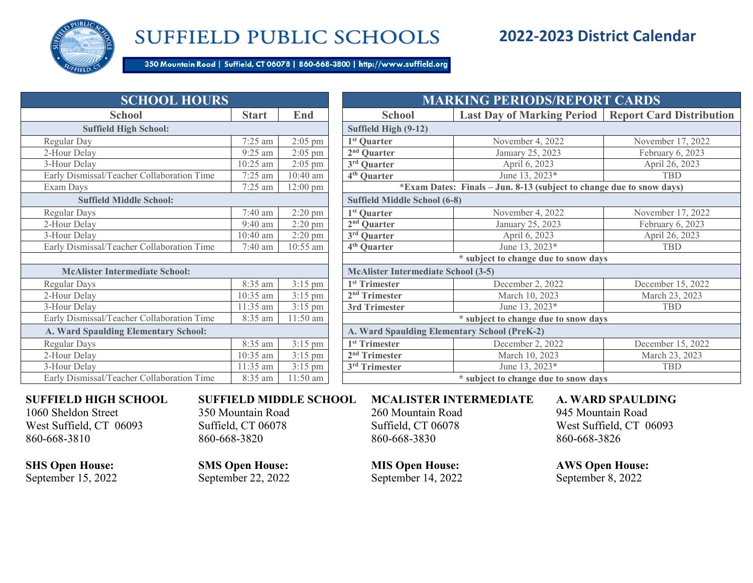# SUFFIELD PUBLIC SCHOOLS

**350 Mountain Road | Suffield, CT 06078 | 860-668-3800 | http://www.suffield.org**

## 2022-2023 District Calendar

### SCHOOL HOURS

| School | Start | End |
|---|---|---|
| **Suffield High School:** | | |
| Regular Day | 7:25 am | 2:05 pm |
| 2-Hour Delay | 9:25 am | 2:05 pm |
| 3-Hour Delay | 10:25 am | 2:05 pm |
| Early Dismissal/Teacher Collaboration Time | 7:25 am | 10:40 am |
| Exam Days | 7:25 am | 12:00 pm |
| **Suffield Middle School:** | | |
| Regular Days | 7:40 am | 2:20 pm |
| 2-Hour Delay | 9:40 am | 2:20 pm |
| 3-Hour Delay | 10:40 am | 2:20 pm |
| Early Dismissal/Teacher Collaboration Time | 7:40 am | 10:55 am |
| | | |
| **McAlister Intermediate School:** | | |
| Regular Days | 8:35 am | 3:15 pm |
| 2-Hour Delay | 10:35 am | 3:15 pm |
| 3-Hour Delay | 11:35 am | 3:15 pm |
| Early Dismissal/Teacher Collaboration Time | 8:35 am | 11:50 am |
| **A. Ward Spaulding Elementary School:** | | |
| Regular Days | 8:35 am | 3:15 pm |
| 2-Hour Delay | 10:35 am | 3:15 pm |
| 3-Hour Delay | 11:35 am | 3:15 pm |
| Early Dismissal/Teacher Collaboration Time | 8:35 am | 11:50 am |

### MARKING PERIODS/REPORT CARDS

| School | Last Day of Marking Period | Report Card Distribution |
|---|---|---|
| **Suffield High (9-12)** | | |
| **1st Quarter** | November 4, 2022 | November 17, 2022 |
| **2nd Quarter** | January 25, 2023 | February 6, 2023 |
| **3rd Quarter** | April 6, 2023 | April 26, 2023 |
| **4th Quarter** | June 13, 2023* | TBD |
| ***Exam Dates: Finals – Jun. 8-13 (subject to change due to snow days)** | | |
| **Suffield Middle School (6-8)** | | |
| **1st Quarter** | November 4, 2022 | November 17, 2022 |
| **2nd Quarter** | January 25, 2023 | February 6, 2023 |
| **3rd Quarter** | April 6, 2023 | April 26, 2023 |
| **4th Quarter** | June 13, 2023* | TBD |
| *** subject to change due to snow days** | | |
| **McAlister Intermediate School (3-5)** | | |
| **1st Trimester** | December 2, 2022 | December 15, 2022 |
| **2nd Trimester** | March 10, 2023 | March 23, 2023 |
| **3rd Trimester** | June 13, 2023* | TBD |
| *** subject to change due to snow days** | | |
| **A. Ward Spaulding Elementary School (PreK-2)** | | |
| **1st Trimester** | December 2, 2022 | December 15, 2022 |
| **2nd Trimester** | March 10, 2023 | March 23, 2023 |
| **3rd Trimester** | June 13, 2023* | TBD |
| *** subject to change due to snow days** | | |

**SUFFIELD HIGH SCHOOL**
1060 Sheldon Street
West Suffield, CT 06093
860-668-3810

**SHS Open House:**
September 15, 2022

**SUFFIELD MIDDLE SCHOOL**
350 Mountain Road
Suffield, CT 06078
860-668-3820

**SMS Open House:**
September 22, 2022

**MCALISTER INTERMEDIATE**
260 Mountain Road
Suffield, CT 06078
860-668-3830

**MIS Open House:**
September 14, 2022

**A. WARD SPAULDING**
945 Mountain Road
West Suffield, CT 06093
860-668-3826

**AWS Open House:**
September 8, 2022